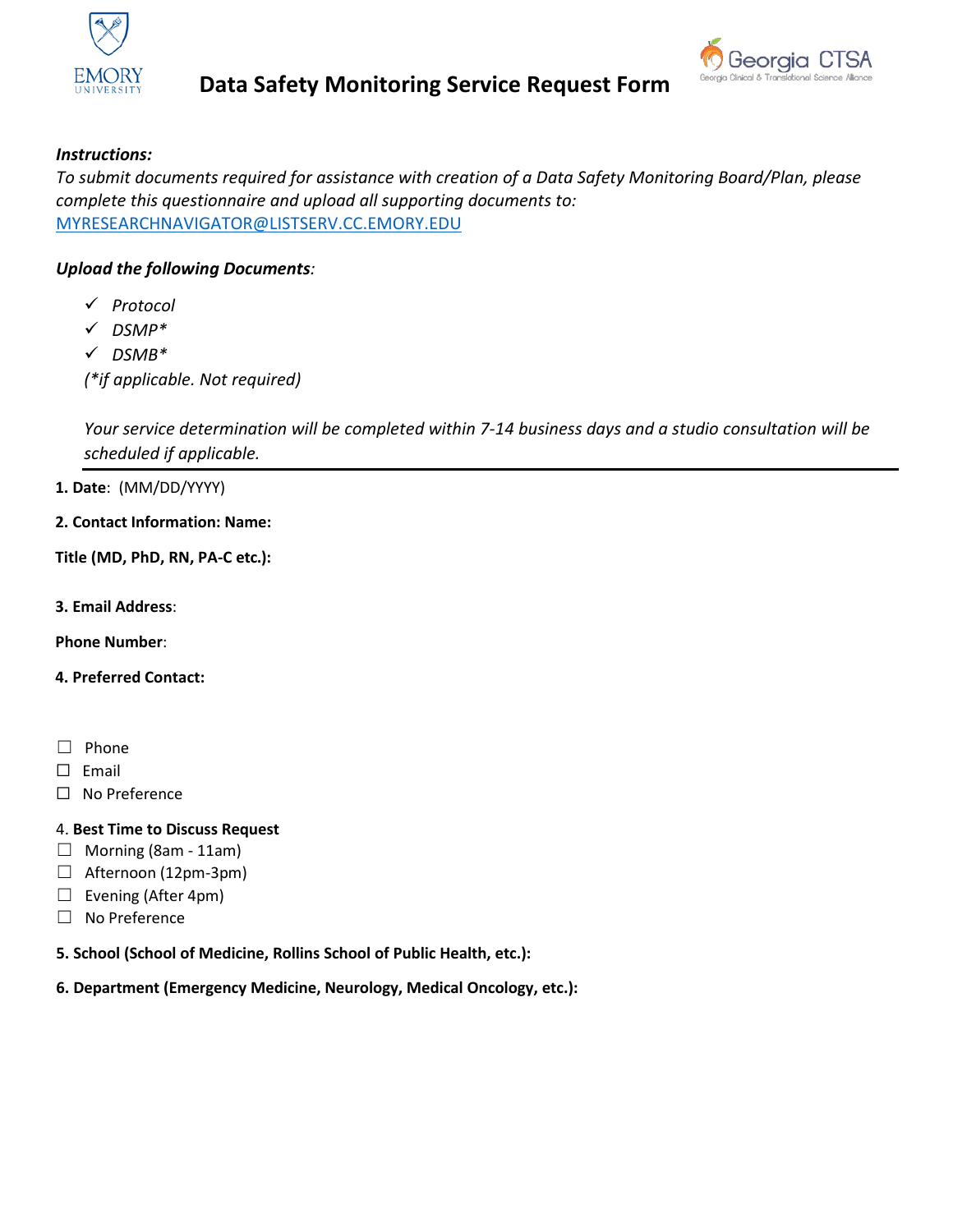# Data Safety Monitoring Service Request Form

***Instructions:***

*To submit documents required for assistance with creation of a Data Safety Monitoring Board/Plan, please complete this questionnaire and upload all supporting documents to:* [MYRESEARCHNAVIGATOR@LISTSERV.CC.EMORY.EDU](mailto:MYRESEARCHNAVIGATOR@LISTSERV.CC.EMORY.EDU)

***Upload the following Documents:***

- ✓ *Protocol*
- ✓ *DSMP**
- ✓ *DSMB**

*(*if applicable. Not required)*

*Your service determination will be completed within 7-14 business days and a studio consultation will be scheduled if applicable.*

---

**1. Date**: (MM/DD/YYYY)

**2. Contact Information: Name:**

**Title (MD, PhD, RN, PA-C etc.):**

**3. Email Address**:

**Phone Number**:

**4. Preferred Contact:**

☐ Phone
☐ Email
☐ No Preference

4. **Best Time to Discuss Request**

☐ Morning (8am - 11am)
☐ Afternoon (12pm-3pm)
☐ Evening (After 4pm)
☐ No Preference

**5. School (School of Medicine, Rollins School of Public Health, etc.):**

**6. Department (Emergency Medicine, Neurology, Medical Oncology, etc.):**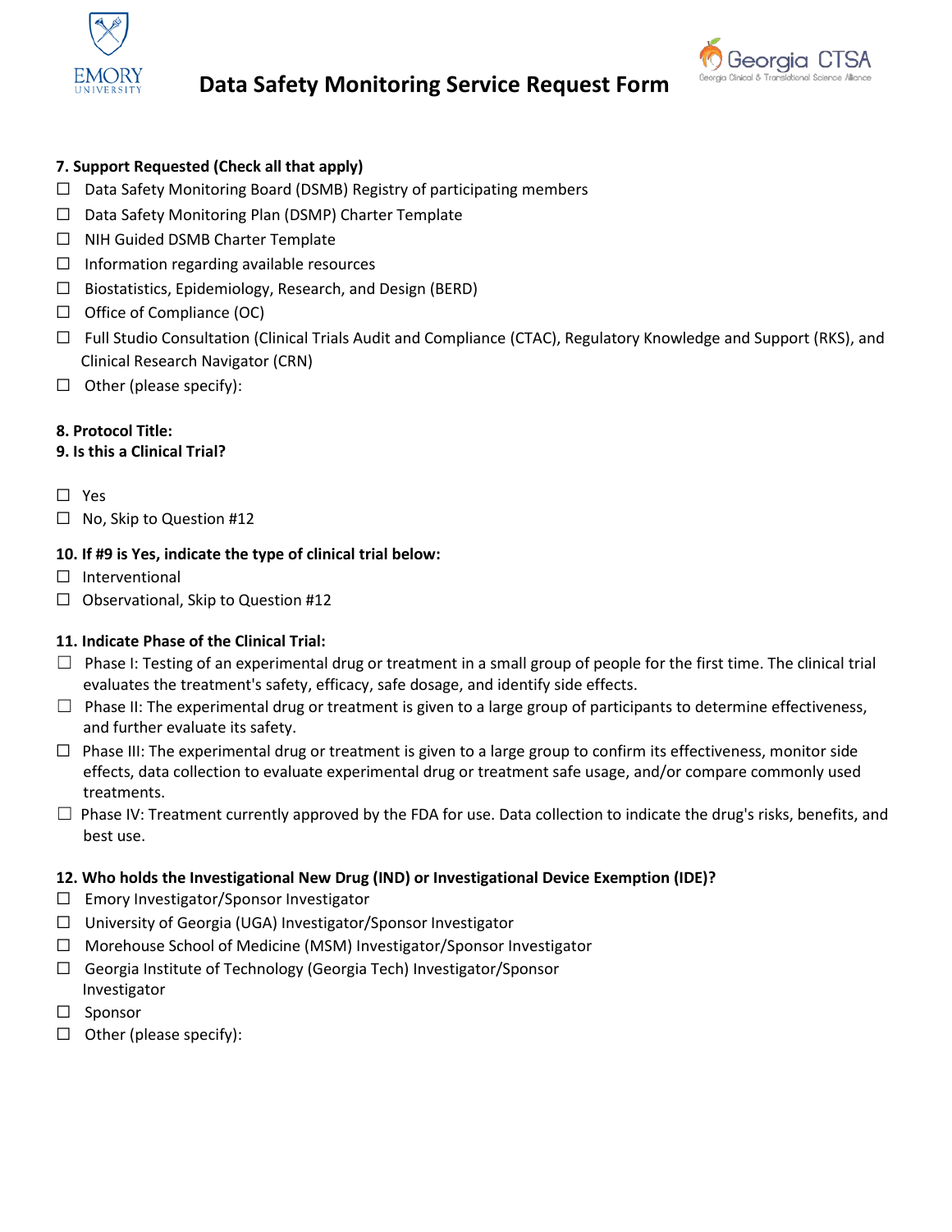# Data Safety Monitoring Service Request Form

**7. Support Requested (Check all that apply)**

- ☐ Data Safety Monitoring Board (DSMB) Registry of participating members
- ☐ Data Safety Monitoring Plan (DSMP) Charter Template
- ☐ NIH Guided DSMB Charter Template
- ☐ Information regarding available resources
- ☐ Biostatistics, Epidemiology, Research, and Design (BERD)
- ☐ Office of Compliance (OC)
- ☐ Full Studio Consultation (Clinical Trials Audit and Compliance (CTAC), Regulatory Knowledge and Support (RKS), and Clinical Research Navigator (CRN)
- ☐ Other (please specify):

**8. Protocol Title:**

**9. Is this a Clinical Trial?**

- ☐ Yes
- ☐ No, Skip to Question #12

**10. If #9 is Yes, indicate the type of clinical trial below:**

- ☐ Interventional
- ☐ Observational, Skip to Question #12

**11. Indicate Phase of the Clinical Trial:**

- ☐ Phase I: Testing of an experimental drug or treatment in a small group of people for the first time. The clinical trial evaluates the treatment's safety, efficacy, safe dosage, and identify side effects.
- ☐ Phase II: The experimental drug or treatment is given to a large group of participants to determine effectiveness, and further evaluate its safety.
- ☐ Phase III: The experimental drug or treatment is given to a large group to confirm its effectiveness, monitor side effects, data collection to evaluate experimental drug or treatment safe usage, and/or compare commonly used treatments.
- ☐ Phase IV: Treatment currently approved by the FDA for use. Data collection to indicate the drug's risks, benefits, and best use.

**12. Who holds the Investigational New Drug (IND) or Investigational Device Exemption (IDE)?**

- ☐ Emory Investigator/Sponsor Investigator
- ☐ University of Georgia (UGA) Investigator/Sponsor Investigator
- ☐ Morehouse School of Medicine (MSM) Investigator/Sponsor Investigator
- ☐ Georgia Institute of Technology (Georgia Tech) Investigator/Sponsor Investigator
- ☐ Sponsor
- ☐ Other (please specify):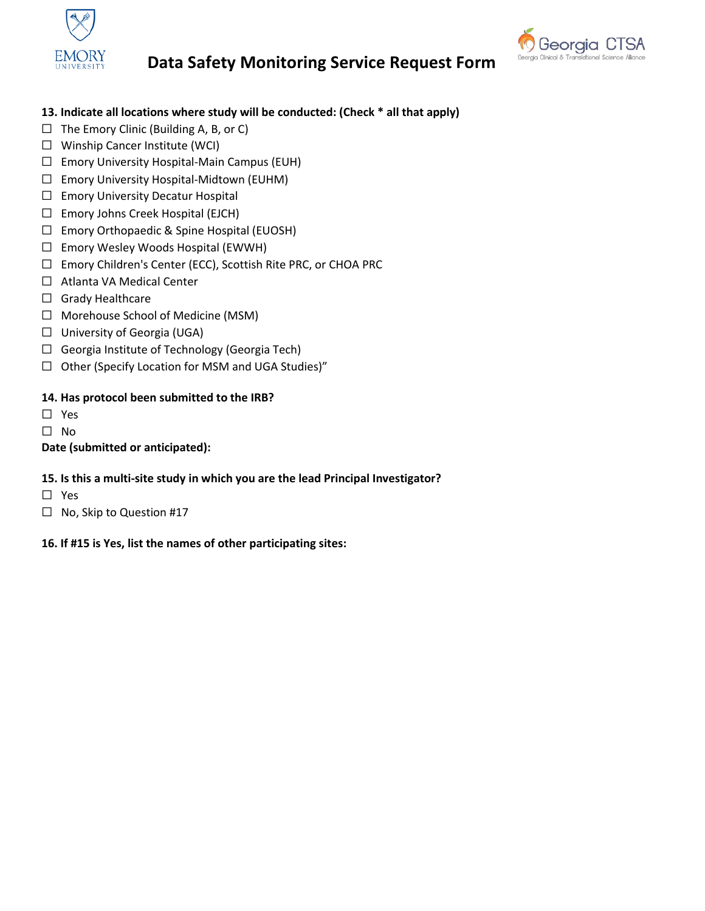# Data Safety Monitoring Service Request Form

**13. Indicate all locations where study will be conducted: (Check * all that apply)**

- ☐ The Emory Clinic (Building A, B, or C)
- ☐ Winship Cancer Institute (WCI)
- ☐ Emory University Hospital-Main Campus (EUH)
- ☐ Emory University Hospital-Midtown (EUHM)
- ☐ Emory University Decatur Hospital
- ☐ Emory Johns Creek Hospital (EJCH)
- ☐ Emory Orthopaedic & Spine Hospital (EUOSH)
- ☐ Emory Wesley Woods Hospital (EWWH)
- ☐ Emory Children's Center (ECC), Scottish Rite PRC, or CHOA PRC
- ☐ Atlanta VA Medical Center
- ☐ Grady Healthcare
- ☐ Morehouse School of Medicine (MSM)
- ☐ University of Georgia (UGA)
- ☐ Georgia Institute of Technology (Georgia Tech)
- ☐ Other (Specify Location for MSM and UGA Studies)"

**14. Has protocol been submitted to the IRB?**

- ☐ Yes
- ☐ No

**Date (submitted or anticipated):**

**15. Is this a multi-site study in which you are the lead Principal Investigator?**

- ☐ Yes
- ☐ No, Skip to Question #17

**16. If #15 is Yes, list the names of other participating sites:**